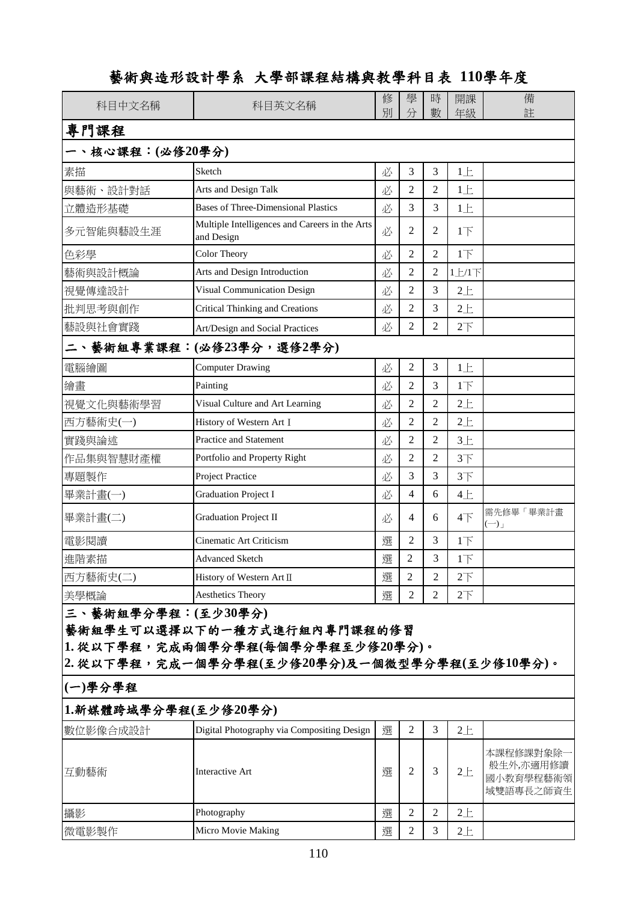# 藝術與造形設計學系 大學部課程結構與教學科目表 110學年度

| 科目中文名稱 | 科目英文名稱 | 修別 | 學分 | 時數 | 開課年級 | 備註 |
|---|---|---|---|---|---|---|
| **專門課程** | | | | | | |
| **一、核心課程：(必修20學分)** | | | | | | |
| 素描 | Sketch | 必 | 3 | 3 | 1上 | |
| 與藝術、設計對話 | Arts and Design Talk | 必 | 2 | 2 | 1上 | |
| 立體造形基礎 | Bases of Three-Dimensional Plastics | 必 | 3 | 3 | 1上 | |
| 多元智能與藝設生涯 | Multiple Intelligences and Careers in the Arts and Design | 必 | 2 | 2 | 1下 | |
| 色彩學 | Color Theory | 必 | 2 | 2 | 1下 | |
| 藝術與設計概論 | Arts and Design Introduction | 必 | 2 | 2 | 1上/1下 | |
| 視覺傳達設計 | Visual Communication Design | 必 | 2 | 3 | 2上 | |
| 批判思考與創作 | Critical Thinking and Creations | 必 | 2 | 3 | 2上 | |
| 藝設與社會實踐 | Art/Design and Social Practices | 必 | 2 | 2 | 2下 | |
| **二、藝術組專業課程：(必修23學分，選修2學分)** | | | | | | |
| 電腦繪圖 | Computer Drawing | 必 | 2 | 3 | 1上 | |
| 繪畫 | Painting | 必 | 2 | 3 | 1下 | |
| 視覺文化與藝術學習 | Visual Culture and Art Learning | 必 | 2 | 2 | 2上 | |
| 西方藝術史(一) | History of Western Art I | 必 | 2 | 2 | 2上 | |
| 實踐與論述 | Practice and Statement | 必 | 2 | 2 | 3上 | |
| 作品集與智慧財產權 | Portfolio and Property Right | 必 | 2 | 2 | 3下 | |
| 專題製作 | Project Practice | 必 | 3 | 3 | 3下 | |
| 畢業計畫(一) | Graduation Project I | 必 | 4 | 6 | 4上 | |
| 畢業計畫(二) | Graduation Project II | 必 | 4 | 6 | 4下 | 需先修畢「畢業計畫(一)」 |
| 電影閱讀 | Cinematic Art Criticism | 選 | 2 | 3 | 1下 | |
| 進階素描 | Advanced Sketch | 選 | 2 | 3 | 1下 | |
| 西方藝術史(二) | History of Western Art II | 選 | 2 | 2 | 2下 | |
| 美學概論 | Aesthetics Theory | 選 | 2 | 2 | 2下 | |

**三、藝術組學分學程：(至少30學分)**

**藝術組學生可以選擇以下的一種方式進行組內專門課程的修習**

**1. 從以下學程，完成兩個學分學程(每個學分學程至少修20學分)。**

**2. 從以下學程，完成一個學分學程(至少修20學分)及一個微型學分學程(至少修10學分)。**

**(一)學分學程**

| 科目中文名稱 | 科目英文名稱 | 修別 | 學分 | 時數 | 開課年級 | 備註 |
|---|---|---|---|---|---|---|
| **1.新媒體跨域學分學程(至少修20學分)** | | | | | | |
| 數位影像合成設計 | Digital Photography via Compositing Design | 選 | 2 | 3 | 2上 | |
| 互動藝術 | Interactive Art | 選 | 2 | 3 | 2上 | 本課程修課對象除一般生外,亦適用修讀國小教育學程藝術領域雙語專長之師資生 |
| 攝影 | Photography | 選 | 2 | 2 | 2上 | |
| 微電影製作 | Micro Movie Making | 選 | 2 | 3 | 2上 | |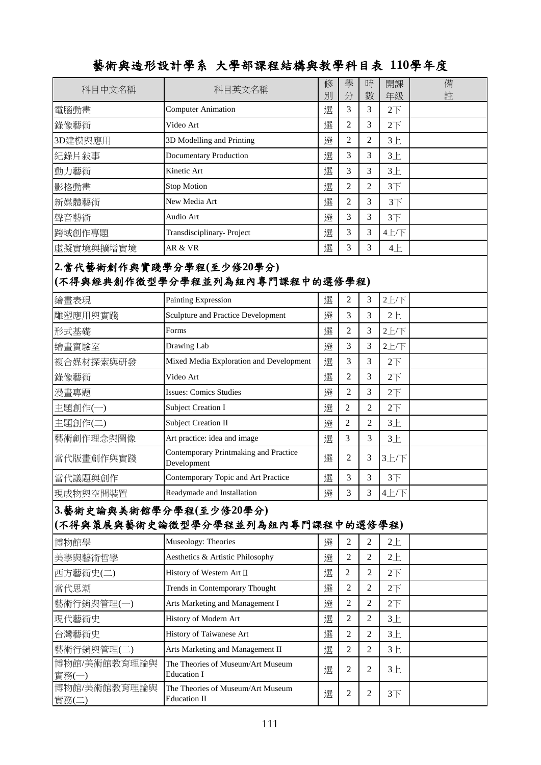# 藝術與造形設計學系 大學部課程結構與教學科目表 110學年度

| 科目中文名稱 | 科目英文名稱 | 修別 | 學分 | 時數 | 開課年級 | 備註 |
|---|---|---|---|---|---|---|
| 電腦動畫 | Computer Animation | 選 | 3 | 3 | 2下 | |
| 錄像藝術 | Video Art | 選 | 2 | 3 | 2下 | |
| 3D建模與應用 | 3D Modelling and Printing | 選 | 2 | 2 | 3上 | |
| 紀錄片敍事 | Documentary Production | 選 | 3 | 3 | 3上 | |
| 動力藝術 | Kinetic Art | 選 | 3 | 3 | 3上 | |
| 影格動畫 | Stop Motion | 選 | 2 | 2 | 3下 | |
| 新媒體藝術 | New Media Art | 選 | 2 | 3 | 3下 | |
| 聲音藝術 | Audio Art | 選 | 3 | 3 | 3下 | |
| 跨域創作專題 | Transdisciplinary- Project | 選 | 3 | 3 | 4上/下 | |
| 虛擬實境與擴增實境 | AR & VR | 選 | 3 | 3 | 4上 | |
| **2.當代藝術創作與實踐學分學程(至少修20學分)<br>(不得與經典創作微型學分學程並列為組內專門課程中的選修學程)** | | | | | | |
| 繪畫表現 | Painting Expression | 選 | 2 | 3 | 2上/下 | |
| 雕塑應用與實踐 | Sculpture and Practice Development | 選 | 3 | 3 | 2上 | |
| 形式基礎 | Forms | 選 | 2 | 3 | 2上/下 | |
| 繪畫實驗室 | Drawing Lab | 選 | 3 | 3 | 2上/下 | |
| 複合媒材探索與研發 | Mixed Media Exploration and Development | 選 | 3 | 3 | 2下 | |
| 錄像藝術 | Video Art | 選 | 2 | 3 | 2下 | |
| 漫畫專題 | Issues: Comics Studies | 選 | 2 | 3 | 2下 | |
| 主題創作(一) | Subject Creation I | 選 | 2 | 2 | 2下 | |
| 主題創作(二) | Subject Creation II | 選 | 2 | 2 | 3上 | |
| 藝術創作理念與圖像 | Art practice: idea and image | 選 | 3 | 3 | 3上 | |
| 當代版畫創作與實踐 | Contemporary Printmaking and Practice Development | 選 | 2 | 3 | 3上/下 | |
| 當代議題與創作 | Contemporary Topic and Art Practice | 選 | 3 | 3 | 3下 | |
| 現成物與空間裝置 | Readymade and Installation | 選 | 3 | 3 | 4上/下 | |
| **3.藝術史論與美術館學分學程(至少修20學分)<br>(不得與策展與藝術史論微型學分學程並列為組內專門課程中的選修學程)** | | | | | | |
| 博物館學 | Museology: Theories | 選 | 2 | 2 | 2上 | |
| 美學與藝術哲學 | Aesthetics & Artistic Philosophy | 選 | 2 | 2 | 2上 | |
| 西方藝術史(二) | History of Western Art II | 選 | 2 | 2 | 2下 | |
| 當代思潮 | Trends in Contemporary Thought | 選 | 2 | 2 | 2下 | |
| 藝術行銷與管理(一) | Arts Marketing and Management I | 選 | 2 | 2 | 2下 | |
| 現代藝術史 | History of Modern Art | 選 | 2 | 2 | 3上 | |
| 台灣藝術史 | History of Taiwanese Art | 選 | 2 | 2 | 3上 | |
| 藝術行銷與管理(二) | Arts Marketing and Management II | 選 | 2 | 2 | 3上 | |
| 博物館/美術館教育理論與實務(一) | The Theories of Museum/Art Museum Education I | 選 | 2 | 2 | 3上 | |
| 博物館/美術館教育理論與實務(二) | The Theories of Museum/Art Museum Education II | 選 | 2 | 2 | 3下 | |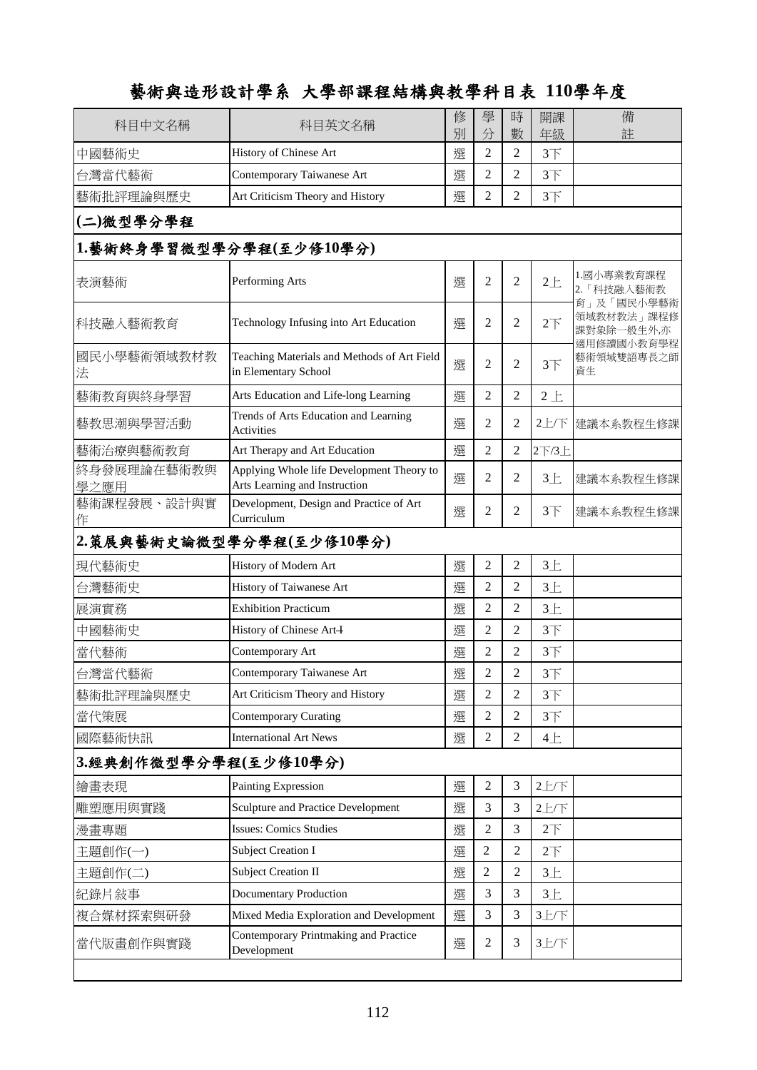# 藝術與造形設計學系 大學部課程結構與教學科目表 110學年度

| 科目中文名稱 | 科目英文名稱 | 修別 | 學分 | 時數 | 開課年級 | 備註 |
|---|---|---|---|---|---|---|
| 中國藝術史 | History of Chinese Art | 選 | 2 | 2 | 3下 | |
| 台灣當代藝術 | Contemporary Taiwanese Art | 選 | 2 | 2 | 3下 | |
| 藝術批評理論與歷史 | Art Criticism Theory and History | 選 | 2 | 2 | 3下 | |
| **(二)微型學分學程** | | | | | | |
| **1.藝術終身學習微型學分學程(至少修10學分)** | | | | | | |
| 表演藝術 | Performing Arts | 選 | 2 | 2 | 2上 | 1.國小專業教育課程 2.「科技融入藝術教育」及「國民小學藝術領域教材教法」課程修課對象除一般生外,亦適用修讀國小教育學程藝術領域雙語專長之師資生 |
| 科技融入藝術教育 | Technology Infusing into Art Education | 選 | 2 | 2 | 2下 | |
| 國民小學藝術領域教材教法 | Teaching Materials and Methods of Art Field in Elementary School | 選 | 2 | 2 | 3下 | |
| 藝術教育與終身學習 | Arts Education and Life-long Learning | 選 | 2 | 2 | 2上 | |
| 藝教思潮與學習活動 | Trends of Arts Education and Learning Activities | 選 | 2 | 2 | 2上/下 | 建議本系教程生修課 |
| 藝術治療與藝術教育 | Art Therapy and Art Education | 選 | 2 | 2 | 2下/3上 | |
| 終身發展理論在藝術教與學之應用 | Applying Whole life Development Theory to Arts Learning and Instruction | 選 | 2 | 2 | 3上 | 建議本系教程生修課 |
| 藝術課程發展、設計與實作 | Development, Design and Practice of Art Curriculum | 選 | 2 | 2 | 3下 | 建議本系教程生修課 |
| **2.策展與藝術史論微型學分學程(至少修10學分)** | | | | | | |
| 現代藝術史 | History of Modern Art | 選 | 2 | 2 | 3上 | |
| 台灣藝術史 | History of Taiwanese Art | 選 | 2 | 2 | 3上 | |
| 展演實務 | Exhibition Practicum | 選 | 2 | 2 | 3上 | |
| 中國藝術史 | History of Chinese Art ~~I~~ | 選 | 2 | 2 | 3下 | |
| 當代藝術 | Contemporary Art | 選 | 2 | 2 | 3下 | |
| 台灣當代藝術 | Contemporary Taiwanese Art | 選 | 2 | 2 | 3下 | |
| 藝術批評理論與歷史 | Art Criticism Theory and History | 選 | 2 | 2 | 3下 | |
| 當代策展 | Contemporary Curating | 選 | 2 | 2 | 3下 | |
| 國際藝術快訊 | International Art News | 選 | 2 | 2 | 4上 | |
| **3.經典創作微型學分學程(至少修10學分)** | | | | | | |
| 繪畫表現 | Painting Expression | 選 | 2 | 3 | 2上/下 | |
| 雕塑應用與實踐 | Sculpture and Practice Development | 選 | 3 | 3 | 2上/下 | |
| 漫畫專題 | Issues: Comics Studies | 選 | 2 | 3 | 2下 | |
| 主題創作(一) | Subject Creation I | 選 | 2 | 2 | 2下 | |
| 主題創作(二) | Subject Creation II | 選 | 2 | 2 | 3上 | |
| 紀錄片敘事 | Documentary Production | 選 | 3 | 3 | 3上 | |
| 複合媒材探索與研發 | Mixed Media Exploration and Development | 選 | 3 | 3 | 3上/下 | |
| 當代版畫創作與實踐 | Contemporary Printmaking and Practice Development | 選 | 2 | 3 | 3上/下 | |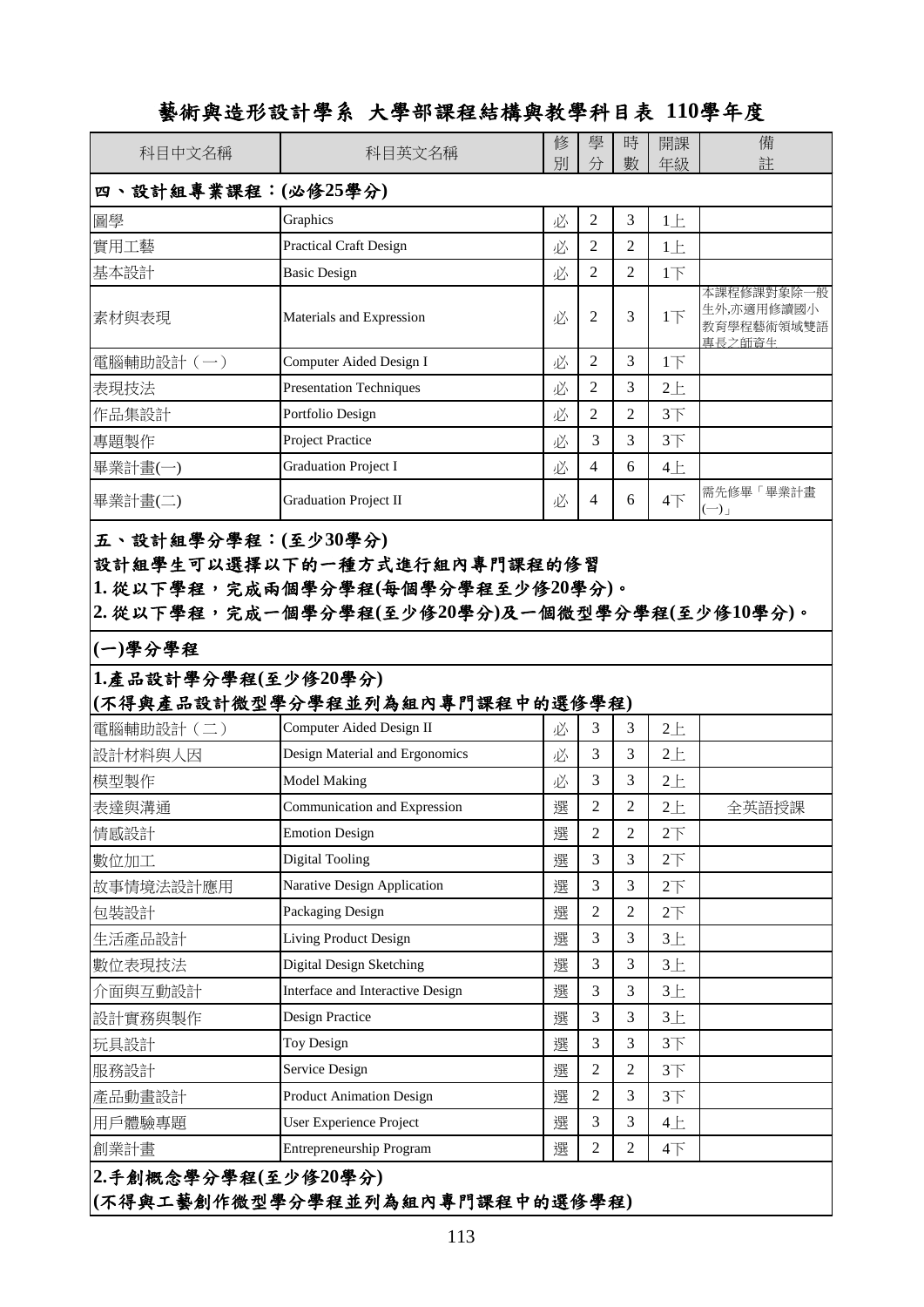# 藝術與造形設計學系 大學部課程結構與教學科目表 110學年度

| 科目中文名稱 | 科目英文名稱 | 修別 | 學分 | 時數 | 開課年級 | 備註 |
|---|---|---|---|---|---|---|
| **四、設計組專業課程：(必修25學分)** | | | | | | |
| 圖學 | Graphics | 必 | 2 | 3 | 1上 | |
| 實用工藝 | Practical Craft Design | 必 | 2 | 2 | 1上 | |
| 基本設計 | Basic Design | 必 | 2 | 2 | 1下 | |
| 素材與表現 | Materials and Expression | 必 | 2 | 3 | 1下 | 本課程修課對象除一般生外,亦適用修讀國小教育學程藝術領域雙語專長之師資生 |
| 電腦輔助設計（一） | Computer Aided Design I | 必 | 2 | 3 | 1下 | |
| 表現技法 | Presentation Techniques | 必 | 2 | 3 | 2上 | |
| 作品集設計 | Portfolio Design | 必 | 2 | 2 | 3下 | |
| 專題製作 | Project Practice | 必 | 3 | 3 | 3下 | |
| 畢業計畫(一) | Graduation Project I | 必 | 4 | 6 | 4上 | |
| 畢業計畫(二) | Graduation Project II | 必 | 4 | 6 | 4下 | 需先修畢「畢業計畫(一)」 |

**五、設計組學分學程：(至少30學分)**

**設計組學生可以選擇以下的一種方式進行組內專門課程的修習**

**1. 從以下學程，完成兩個學分學程(每個學分學程至少修20學分)。**

**2. 從以下學程，完成一個學分學程(至少修20學分)及一個微型學分學程(至少修10學分)。**

**(一)學分學程**

**1.產品設計學分學程(至少修20學分)**
**(不得與產品設計微型學分學程並列為組內專門課程中的選修學程)**

| 科目中文名稱 | 科目英文名稱 | 修別 | 學分 | 時數 | 開課年級 | 備註 |
|---|---|---|---|---|---|---|
| 電腦輔助設計（二） | Computer Aided Design II | 必 | 3 | 3 | 2上 | |
| 設計材料與人因 | Design Material and Ergonomics | 必 | 3 | 3 | 2上 | |
| 模型製作 | Model Making | 必 | 3 | 3 | 2上 | |
| 表達與溝通 | Communication and Expression | 選 | 2 | 2 | 2上 | 全英語授課 |
| 情感設計 | Emotion Design | 選 | 2 | 2 | 2下 | |
| 數位加工 | Digital Tooling | 選 | 3 | 3 | 2下 | |
| 故事情境法設計應用 | Narative Design Application | 選 | 3 | 3 | 2下 | |
| 包裝設計 | Packaging Design | 選 | 2 | 2 | 2下 | |
| 生活產品設計 | Living Product Design | 選 | 3 | 3 | 3上 | |
| 數位表現技法 | Digital Design Sketching | 選 | 3 | 3 | 3上 | |
| 介面與互動設計 | Interface and Interactive Design | 選 | 3 | 3 | 3上 | |
| 設計實務與製作 | Design Practice | 選 | 3 | 3 | 3上 | |
| 玩具設計 | Toy Design | 選 | 3 | 3 | 3下 | |
| 服務設計 | Service Design | 選 | 2 | 2 | 3下 | |
| 產品動畫設計 | Product Animation Design | 選 | 2 | 3 | 3下 | |
| 用戶體驗專題 | User Experience Project | 選 | 3 | 3 | 4上 | |
| 創業計畫 | Entrepreneurship Program | 選 | 2 | 2 | 4下 | |

**2.手創概念學分學程(至少修20學分)**
**(不得與工藝創作微型學分學程並列為組內專門課程中的選修學程)**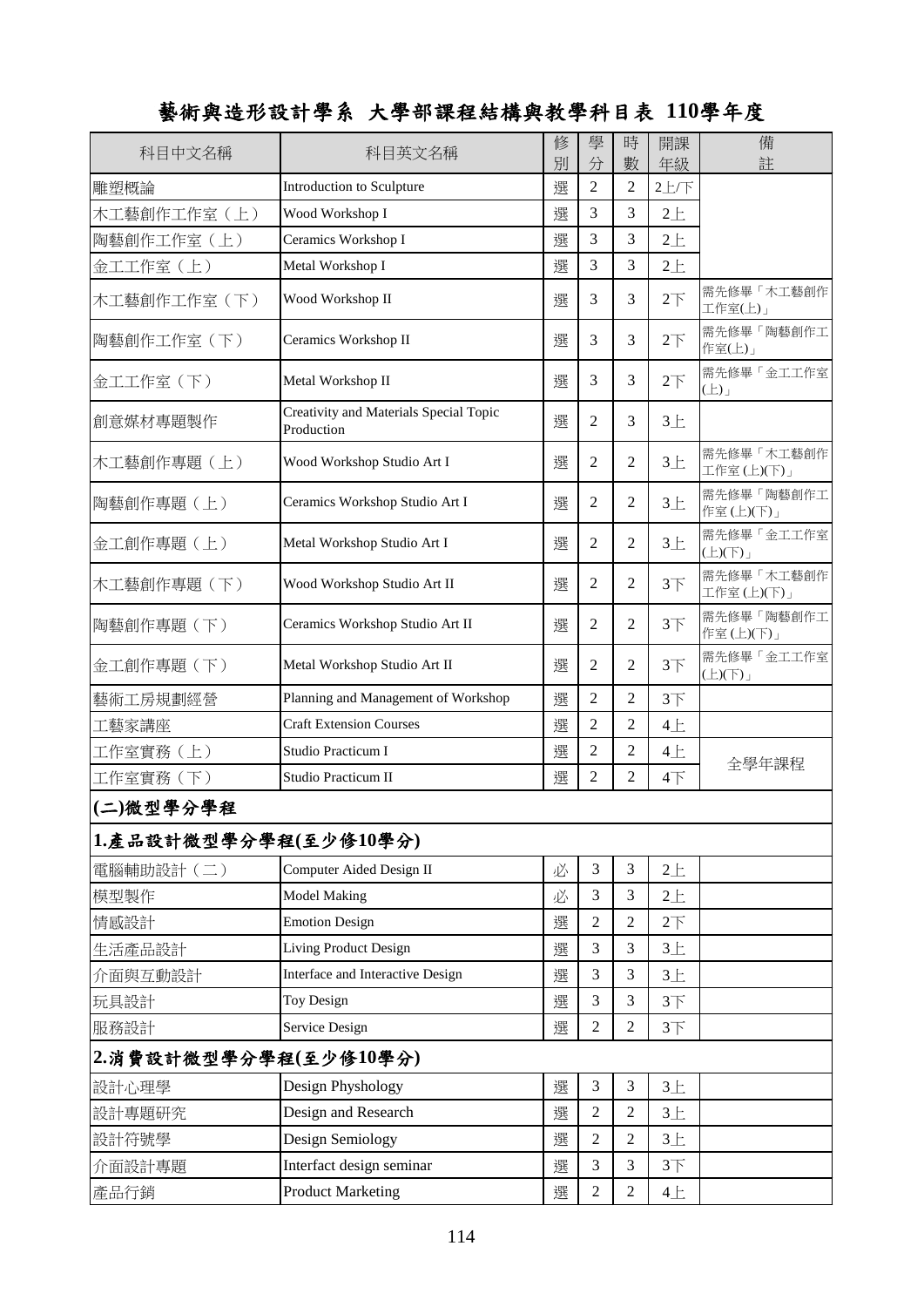# 藝術與造形設計學系 大學部課程結構與教學科目表 110學年度

| 科目中文名稱 | 科目英文名稱 | 修別 | 學分 | 時數 | 開課年級 | 備註 |
|---|---|---|---|---|---|---|
| 雕塑概論 | Introduction to Sculpture | 選 | 2 | 2 | 2上/下 | |
| 木工藝創作工作室（上） | Wood Workshop I | 選 | 3 | 3 | 2上 | |
| 陶藝創作工作室（上） | Ceramics Workshop I | 選 | 3 | 3 | 2上 | |
| 金工工作室（上） | Metal Workshop I | 選 | 3 | 3 | 2上 | |
| 木工藝創作工作室（下） | Wood Workshop II | 選 | 3 | 3 | 2下 | 需先修畢「木工藝創作工作室(上)」 |
| 陶藝創作工作室（下） | Ceramics Workshop II | 選 | 3 | 3 | 2下 | 需先修畢「陶藝創作工作室(上)」 |
| 金工工作室（下） | Metal Workshop II | 選 | 3 | 3 | 2下 | 需先修畢「金工工作室(上)」 |
| 創意媒材專題製作 | Creativity and Materials Special Topic Production | 選 | 2 | 3 | 3上 | |
| 木工藝創作專題（上） | Wood Workshop Studio Art I | 選 | 2 | 2 | 3上 | 需先修畢「木工藝創作工作室 (上)(下)」 |
| 陶藝創作專題（上） | Ceramics Workshop Studio Art I | 選 | 2 | 2 | 3上 | 需先修畢「陶藝創作工作室 (上)(下)」 |
| 金工創作專題（上） | Metal Workshop Studio Art I | 選 | 2 | 2 | 3上 | 需先修畢「金工工作室(上)(下)」 |
| 木工藝創作專題（下） | Wood Workshop Studio Art II | 選 | 2 | 2 | 3下 | 需先修畢「木工藝創作工作室 (上)(下)」 |
| 陶藝創作專題（下） | Ceramics Workshop Studio Art II | 選 | 2 | 2 | 3下 | 需先修畢「陶藝創作工作室 (上)(下)」 |
| 金工創作專題（下） | Metal Workshop Studio Art II | 選 | 2 | 2 | 3下 | 需先修畢「金工工作室(上)(下)」 |
| 藝術工房規劃經營 | Planning and Management of Workshop | 選 | 2 | 2 | 3下 | |
| 工藝家講座 | Craft Extension Courses | 選 | 2 | 2 | 4上 | |
| 工作室實務（上） | Studio Practicum I | 選 | 2 | 2 | 4上 | 全學年課程 |
| 工作室實務（下） | Studio Practicum II | 選 | 2 | 2 | 4下 | |
| **(二)微型學分學程** | | | | | | |
| **1.產品設計微型學分學程(至少修10學分)** | | | | | | |
| 電腦輔助設計（二） | Computer Aided Design II | 必 | 3 | 3 | 2上 | |
| 模型製作 | Model Making | 必 | 3 | 3 | 2上 | |
| 情感設計 | Emotion Design | 選 | 2 | 2 | 2下 | |
| 生活產品設計 | Living Product Design | 選 | 3 | 3 | 3上 | |
| 介面與互動設計 | Interface and Interactive Design | 選 | 3 | 3 | 3上 | |
| 玩具設計 | Toy Design | 選 | 3 | 3 | 3下 | |
| 服務設計 | Service Design | 選 | 2 | 2 | 3下 | |
| **2.消費設計微型學分學程(至少修10學分)** | | | | | | |
| 設計心理學 | Design Physhology | 選 | 3 | 3 | 3上 | |
| 設計專題研究 | Design and Research | 選 | 2 | 2 | 3上 | |
| 設計符號學 | Design Semiology | 選 | 2 | 2 | 3上 | |
| 介面設計專題 | Interfact design seminar | 選 | 3 | 3 | 3下 | |
| 產品行銷 | Product Marketing | 選 | 2 | 2 | 4上 | |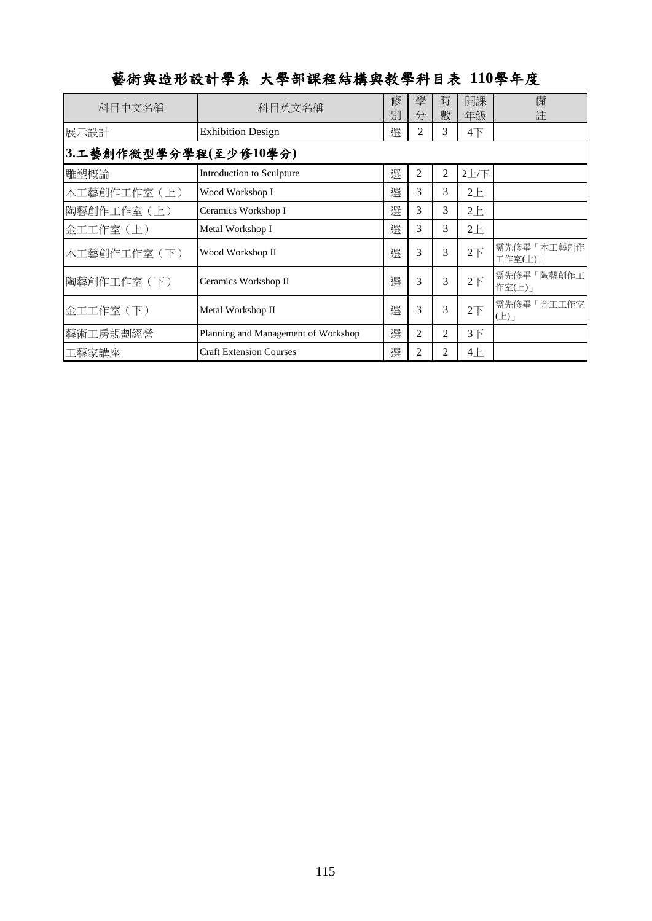# 藝術與造形設計學系 大學部課程結構與教學科目表 110學年度

| 科目中文名稱 | 科目英文名稱 | 修別 | 學分 | 時數 | 開課年級 | 備註 |
|---|---|---|---|---|---|---|
| 展示設計 | Exhibition Design | 選 | 2 | 3 | 4下 | |
| **3.工藝創作微型學分學程(至少修10學分)** | | | | | | |
| 雕塑概論 | Introduction to Sculpture | 選 | 2 | 2 | 2上/下 | |
| 木工藝創作工作室（上） | Wood Workshop I | 選 | 3 | 3 | 2上 | |
| 陶藝創作工作室（上） | Ceramics Workshop I | 選 | 3 | 3 | 2上 | |
| 金工工作室（上） | Metal Workshop I | 選 | 3 | 3 | 2上 | |
| 木工藝創作工作室（下） | Wood Workshop II | 選 | 3 | 3 | 2下 | 需先修畢「木工藝創作工作室(上)」 |
| 陶藝創作工作室（下） | Ceramics Workshop II | 選 | 3 | 3 | 2下 | 需先修畢「陶藝創作工作室(上)」 |
| 金工工作室（下） | Metal Workshop II | 選 | 3 | 3 | 2下 | 需先修畢「金工工作室(上)」 |
| 藝術工房規劃經營 | Planning and Management of Workshop | 選 | 2 | 2 | 3下 | |
| 工藝家講座 | Craft Extension Courses | 選 | 2 | 2 | 4上 | |